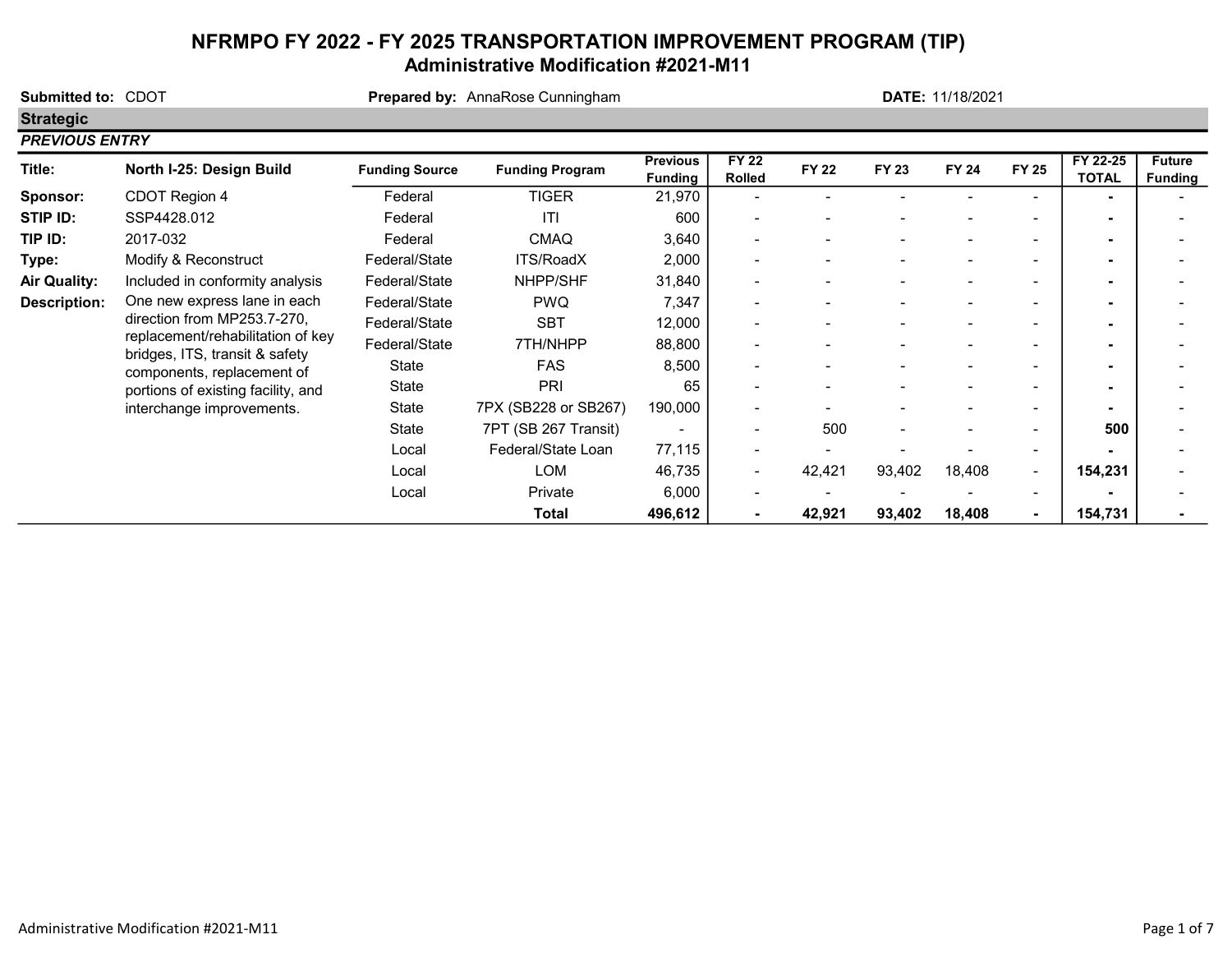# NFRMPO FY 2022 - FY 2025 TRANSPORTATION IMPROVEMENT PROGRAM (TIP)

## Administrative Modification #2021-M11

**Submitted to:** CDOT **Prepared by:** AnnaRose Cunningham **DATE:** 11/18/2021

### Strategic

***PREVIOUS ENTRY***

| Title: | North I-25: Design Build | Funding Source | Funding Program | Previous Funding | FY 22 Rolled | FY 22 | FY 23 | FY 24 | FY 25 | FY 22-25 TOTAL | Future Funding |
|---|---|---|---|---|---|---|---|---|---|---|---|
| Sponsor: | CDOT Region 4 | Federal | TIGER | 21,970 | - | - | - | - | - | - | - |
| STIP ID: | SSP4428.012 | Federal | ITI | 600 | - | - | - | - | - | - | - |
| TIP ID: | 2017-032 | Federal | CMAQ | 3,640 | - | - | - | - | - | - | - |
| Type: | Modify & Reconstruct | Federal/State | ITS/RoadX | 2,000 | - | - | - | - | - | - | - |
| Air Quality: | Included in conformity analysis | Federal/State | NHPP/SHF | 31,840 | - | - | - | - | - | - | - |
| Description: | One new express lane in each direction from MP253.7-270, replacement/rehabilitation of key bridges, ITS, transit & safety components, replacement of portions of existing facility, and interchange improvements. | Federal/State | PWQ | 7,347 | - | - | - | - | - | - | - |
| | | Federal/State | SBT | 12,000 | - | - | - | - | - | - | - |
| | | Federal/State | 7TH/NHPP | 88,800 | - | - | - | - | - | - | - |
| | | State | FAS | 8,500 | - | - | - | - | - | - | - |
| | | State | PRI | 65 | - | - | - | - | - | - | - |
| | | State | 7PX (SB228 or SB267) | 190,000 | - | - | - | - | - | - | - |
| | | State | 7PT (SB 267 Transit) | - | - | 500 | - | - | - | **500** | - |
| | | Local | Federal/State Loan | 77,115 | - | - | - | - | - | - | - |
| | | Local | LOM | 46,735 | - | 42,421 | 93,402 | 18,408 | - | **154,231** | - |
| | | Local | Private | 6,000 | - | - | - | - | - | - | - |
| | | | **Total** | **496,612** | **-** | **42,921** | **93,402** | **18,408** | **-** | **154,731** | **-** |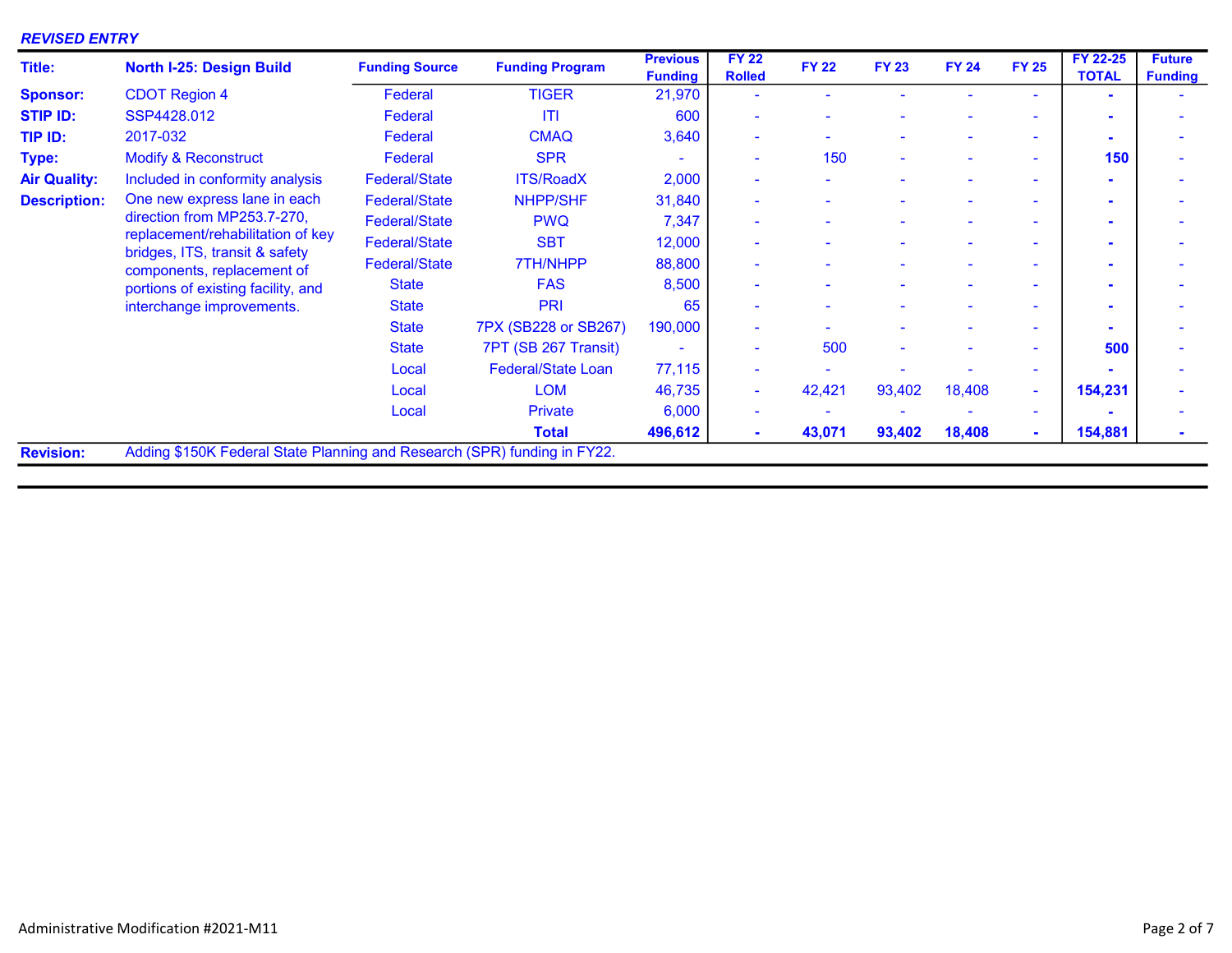***REVISED ENTRY***

| | | Funding Source | Funding Program | Previous Funding | FY 22 Rolled | FY 22 | FY 23 | FY 24 | FY 25 | FY 22-25 TOTAL | Future Funding |
|---|---|---|---|---|---|---|---|---|---|---|---|
| **Title:** | **North I-25: Design Build** | Federal | TIGER | 21,970 | - | - | - | - | - | - | - |
| **Sponsor:** | CDOT Region 4 | Federal | ITI | 600 | - | - | - | - | - | - | - |
| **STIP ID:** | SSP4428.012 | Federal | CMAQ | 3,640 | - | - | - | - | - | - | - |
| **TIP ID:** | 2017-032 | Federal | SPR | - | - | 150 | - | - | - | **150** | - |
| **Type:** | Modify & Reconstruct | Federal/State | ITS/RoadX | 2,000 | - | - | - | - | - | - | - |
| **Air Quality:** | Included in conformity analysis | Federal/State | NHPP/SHF | 31,840 | - | - | - | - | - | - | - |
| **Description:** | One new express lane in each direction from MP253.7-270, replacement/rehabilitation of key bridges, ITS, transit & safety components, replacement of portions of existing facility, and interchange improvements. | Federal/State | PWQ | 7,347 | - | - | - | - | - | - | - |
| | | Federal/State | SBT | 12,000 | - | - | - | - | - | - | - |
| | | Federal/State | 7TH/NHPP | 88,800 | - | - | - | - | - | - | - |
| | | State | FAS | 8,500 | - | - | - | - | - | - | - |
| | | State | PRI | 65 | - | - | - | - | - | - | - |
| | | State | 7PX (SB228 or SB267) | 190,000 | - | - | - | - | - | - | - |
| | | State | 7PT (SB 267 Transit) | - | - | 500 | - | - | - | **500** | - |
| | | Local | Federal/State Loan | 77,115 | - | - | - | - | - | - | - |
| | | Local | LOM | 46,735 | - | 42,421 | 93,402 | 18,408 | - | **154,231** | - |
| | | Local | Private | 6,000 | - | - | - | - | - | - | - |
| | | | **Total** | **496,612** | **-** | **43,071** | **93,402** | **18,408** | **-** | **154,881** | **-** |

**Revision:** Adding $150K Federal State Planning and Research (SPR) funding in FY22.

Administrative Modification #2021-M11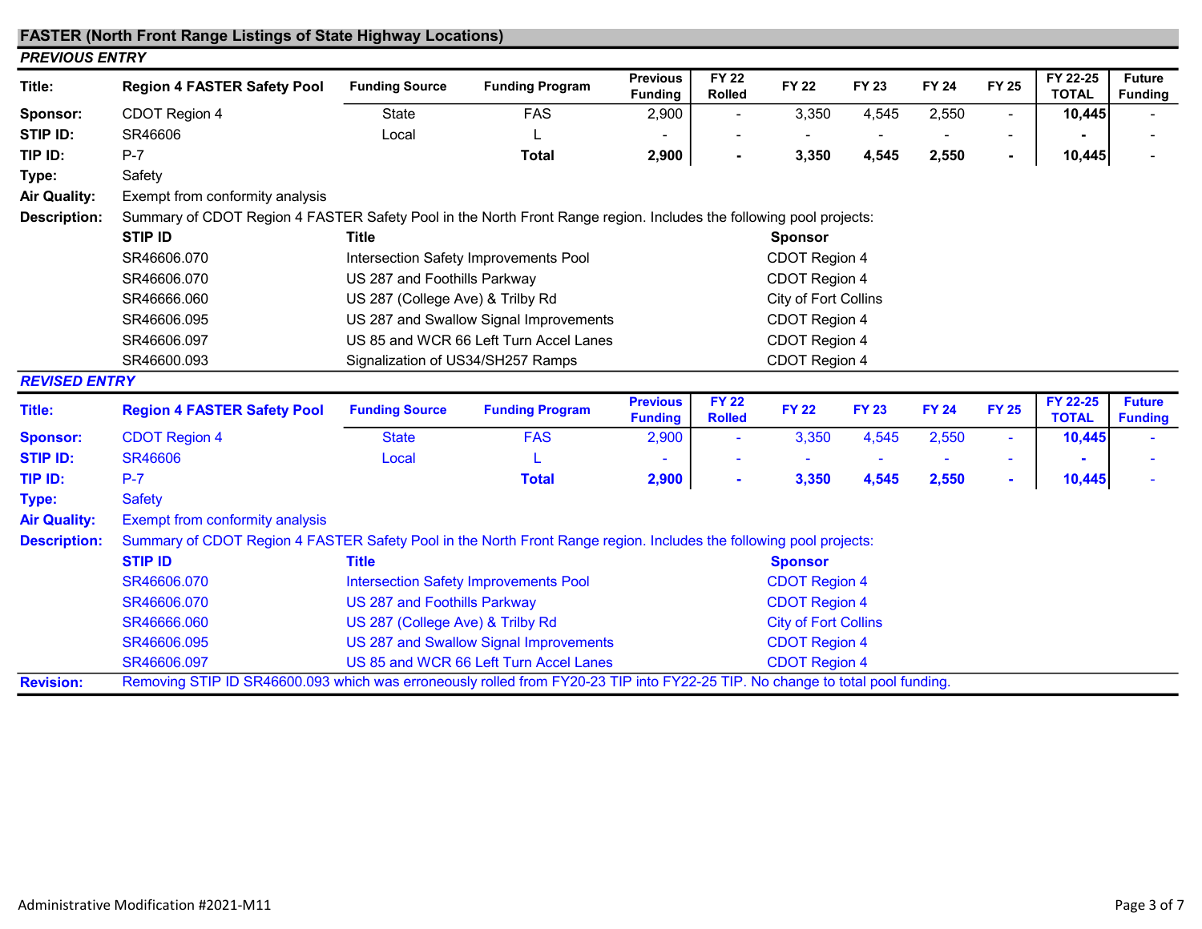## FASTER (North Front Range Listings of State Highway Locations)

*PREVIOUS ENTRY*

| Title: | Region 4 FASTER Safety Pool | Funding Source | Funding Program | Previous Funding | FY 22 Rolled | FY 22 | FY 23 | FY 24 | FY 25 | FY 22-25 TOTAL | Future Funding |
|---|---|---|---|---|---|---|---|---|---|---|---|
| Sponsor: | CDOT Region 4 | State | FAS | 2,900 | - | 3,350 | 4,545 | 2,550 | - | 10,445 | - |
| STIP ID: | SR46606 | Local | L | - | - | - | - | - | - | - | - |
| TIP ID: | P-7 | | **Total** | **2,900** | **-** | **3,350** | **4,545** | **2,550** | **-** | **10,445** | - |

**Type:** Safety

**Air Quality:** Exempt from conformity analysis

**Description:** Summary of CDOT Region 4 FASTER Safety Pool in the North Front Range region. Includes the following pool projects:

| STIP ID | Title | Sponsor |
|---|---|---|
| SR46606.070 | Intersection Safety Improvements Pool | CDOT Region 4 |
| SR46606.070 | US 287 and Foothills Parkway | CDOT Region 4 |
| SR46666.060 | US 287 (College Ave) & Trilby Rd | City of Fort Collins |
| SR46606.095 | US 287 and Swallow Signal Improvements | CDOT Region 4 |
| SR46606.097 | US 85 and WCR 66 Left Turn Accel Lanes | CDOT Region 4 |
| SR46600.093 | Signalization of US34/SH257 Ramps | CDOT Region 4 |

*REVISED ENTRY*

| Title: | Region 4 FASTER Safety Pool | Funding Source | Funding Program | Previous Funding | FY 22 Rolled | FY 22 | FY 23 | FY 24 | FY 25 | FY 22-25 TOTAL | Future Funding |
|---|---|---|---|---|---|---|---|---|---|---|---|
| Sponsor: | CDOT Region 4 | State | FAS | 2,900 | - | 3,350 | 4,545 | 2,550 | - | 10,445 | - |
| STIP ID: | SR46606 | Local | L | - | - | - | - | - | - | - | - |
| TIP ID: | P-7 | | **Total** | **2,900** | **-** | **3,350** | **4,545** | **2,550** | **-** | **10,445** | - |

**Type:** Safety

**Air Quality:** Exempt from conformity analysis

**Description:** Summary of CDOT Region 4 FASTER Safety Pool in the North Front Range region. Includes the following pool projects:

| STIP ID | Title | Sponsor |
|---|---|---|
| SR46606.070 | Intersection Safety Improvements Pool | CDOT Region 4 |
| SR46606.070 | US 287 and Foothills Parkway | CDOT Region 4 |
| SR46666.060 | US 287 (College Ave) & Trilby Rd | City of Fort Collins |
| SR46606.095 | US 287 and Swallow Signal Improvements | CDOT Region 4 |
| SR46606.097 | US 85 and WCR 66 Left Turn Accel Lanes | CDOT Region 4 |

**Revision:** Removing STIP ID SR46600.093 which was erroneously rolled from FY20-23 TIP into FY22-25 TIP. No change to total pool funding.

Administrative Modification #2021-M11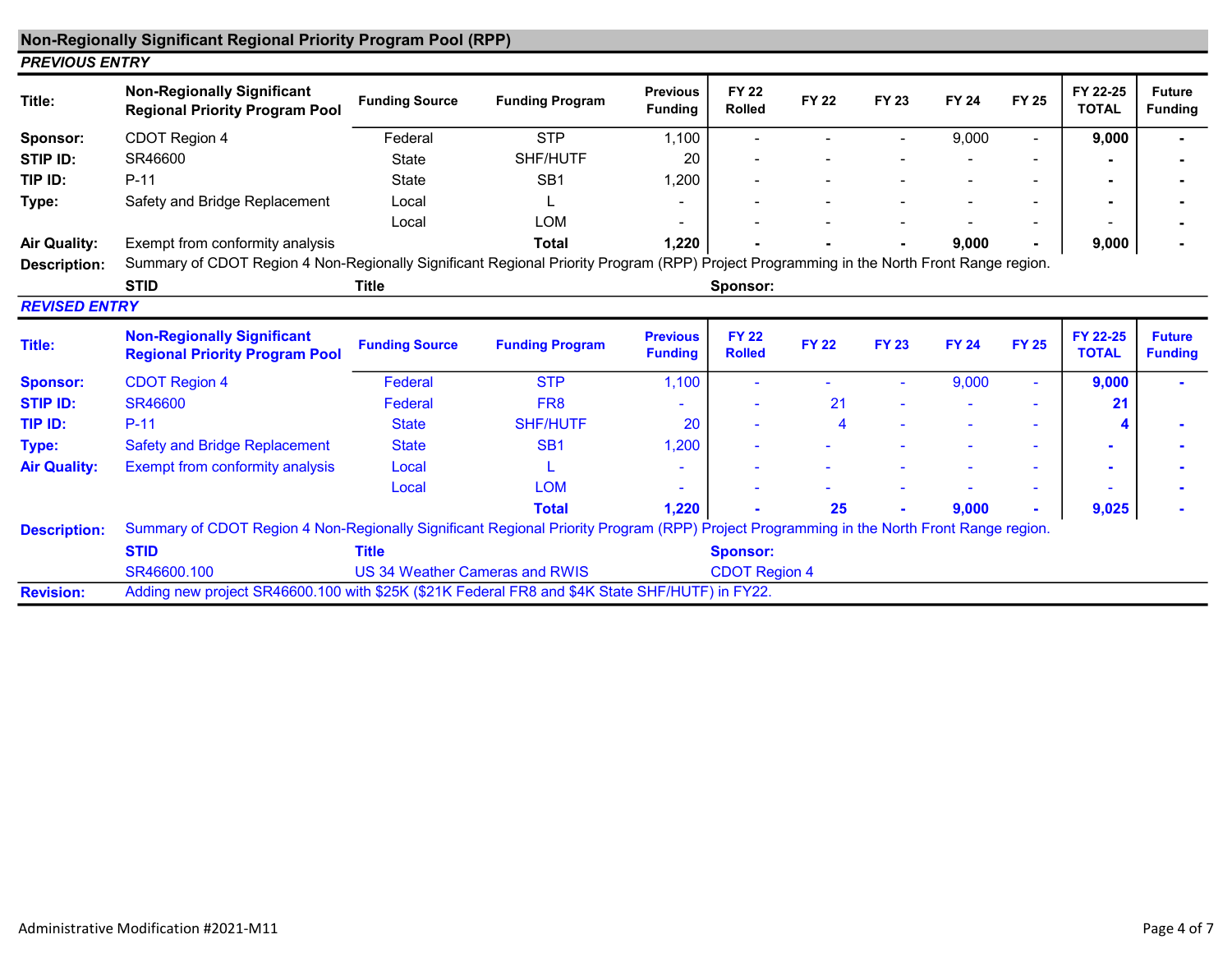## Non-Regionally Significant Regional Priority Program Pool (RPP)

***PREVIOUS ENTRY***

| Title: | Non-Regionally Significant Regional Priority Program Pool | Funding Source | Funding Program | Previous Funding | FY 22 Rolled | FY 22 | FY 23 | FY 24 | FY 25 | FY 22-25 TOTAL | Future Funding |
|---|---|---|---|---|---|---|---|---|---|---|---|
| Sponsor: | CDOT Region 4 | Federal | STP | 1,100 | - | - | - | 9,000 | - | 9,000 | - |
| STIP ID: | SR46600 | State | SHF/HUTF | 20 | - | - | - | - | - | - | - |
| TIP ID: | P-11 | State | SB1 | 1,200 | - | - | - | - | - | - | - |
| Type: | Safety and Bridge Replacement | Local | L | - | - | - | - | - | - | - | - |
| | | Local | LOM | - | - | - | - | - | - | - | - |
| Air Quality: | Exempt from conformity analysis | | Total | 1,220 | - | - | - | 9,000 | - | 9,000 | - |

**Description:** Summary of CDOT Region 4 Non-Regionally Significant Regional Priority Program (RPP) Project Programming in the North Front Range region.

| STID | Title | Sponsor: |
|---|---|---|

***REVISED ENTRY***

| Title: | Non-Regionally Significant Regional Priority Program Pool | Funding Source | Funding Program | Previous Funding | FY 22 Rolled | FY 22 | FY 23 | FY 24 | FY 25 | FY 22-25 TOTAL | Future Funding |
|---|---|---|---|---|---|---|---|---|---|---|---|
| Sponsor: | CDOT Region 4 | Federal | STP | 1,100 | - | - | - | 9,000 | - | 9,000 | - |
| STIP ID: | SR46600 | Federal | FR8 | - | - | 21 | - | - | - | 21 | |
| TIP ID: | P-11 | State | SHF/HUTF | 20 | - | 4 | - | - | - | 4 | - |
| Type: | Safety and Bridge Replacement | State | SB1 | 1,200 | - | - | - | - | - | - | - |
| Air Quality: | Exempt from conformity analysis | Local | L | - | - | - | - | - | - | - | - |
| | | Local | LOM | - | - | - | - | - | - | - | - |
| | | | Total | 1,220 | - | 25 | - | 9,000 | - | 9,025 | - |

**Description:** Summary of CDOT Region 4 Non-Regionally Significant Regional Priority Program (RPP) Project Programming in the North Front Range region.

| STID | Title | Sponsor: |
|---|---|---|
| SR46600.100 | US 34 Weather Cameras and RWIS | CDOT Region 4 |

**Revision:** Adding new project SR46600.100 with $25K ($21K Federal FR8 and $4K State SHF/HUTF) in FY22.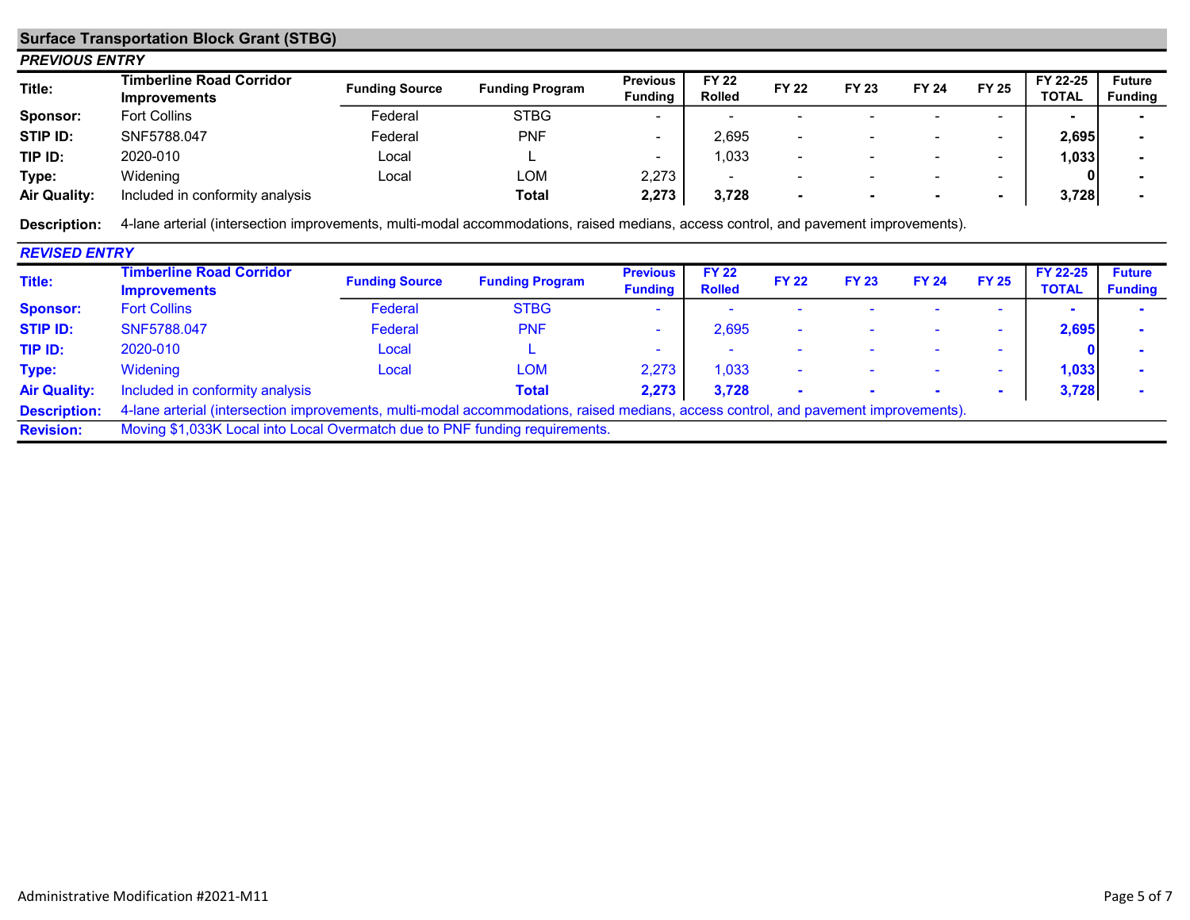## Surface Transportation Block Grant (STBG)

### *PREVIOUS ENTRY*

| Title: | Timberline Road Corridor Improvements | Funding Source | Funding Program | Previous Funding | FY 22 Rolled | FY 22 | FY 23 | FY 24 | FY 25 | FY 22-25 TOTAL | Future Funding |
|---|---|---|---|---|---|---|---|---|---|---|---|
| **Sponsor:** | Fort Collins | Federal | STBG | - | - | - | - | - | - | **-** | **-** |
| **STIP ID:** | SNF5788.047 | Federal | PNF | - | 2,695 | - | - | - | - | **2,695** | **-** |
| **TIP ID:** | 2020-010 | Local | L | - | 1,033 | - | - | - | - | **1,033** | **-** |
| **Type:** | Widening | Local | LOM | 2,273 | - | - | - | - | - | **0** | **-** |
| **Air Quality:** | Included in conformity analysis | | **Total** | **2,273** | **3,728** | **-** | **-** | **-** | **-** | **3,728** | **-** |

**Description:** 4-lane arterial (intersection improvements, multi-modal accommodations, raised medians, access control, and pavement improvements).

### *REVISED ENTRY*

| Title: | Timberline Road Corridor Improvements | Funding Source | Funding Program | Previous Funding | FY 22 Rolled | FY 22 | FY 23 | FY 24 | FY 25 | FY 22-25 TOTAL | Future Funding |
|---|---|---|---|---|---|---|---|---|---|---|---|
| **Sponsor:** | Fort Collins | Federal | STBG | - | - | - | - | - | - | **-** | **-** |
| **STIP ID:** | SNF5788.047 | Federal | PNF | - | 2,695 | - | - | - | - | **2,695** | **-** |
| **TIP ID:** | 2020-010 | Local | L | - | - | - | - | - | - | **0** | **-** |
| **Type:** | Widening | Local | LOM | 2,273 | 1,033 | - | - | - | - | **1,033** | **-** |
| **Air Quality:** | Included in conformity analysis | | **Total** | **2,273** | **3,728** | **-** | **-** | **-** | **-** | **3,728** | **-** |

**Description:** 4-lane arterial (intersection improvements, multi-modal accommodations, raised medians, access control, and pavement improvements).

**Revision:** Moving $1,033K Local into Local Overmatch due to PNF funding requirements.

Administrative Modification #2021-M11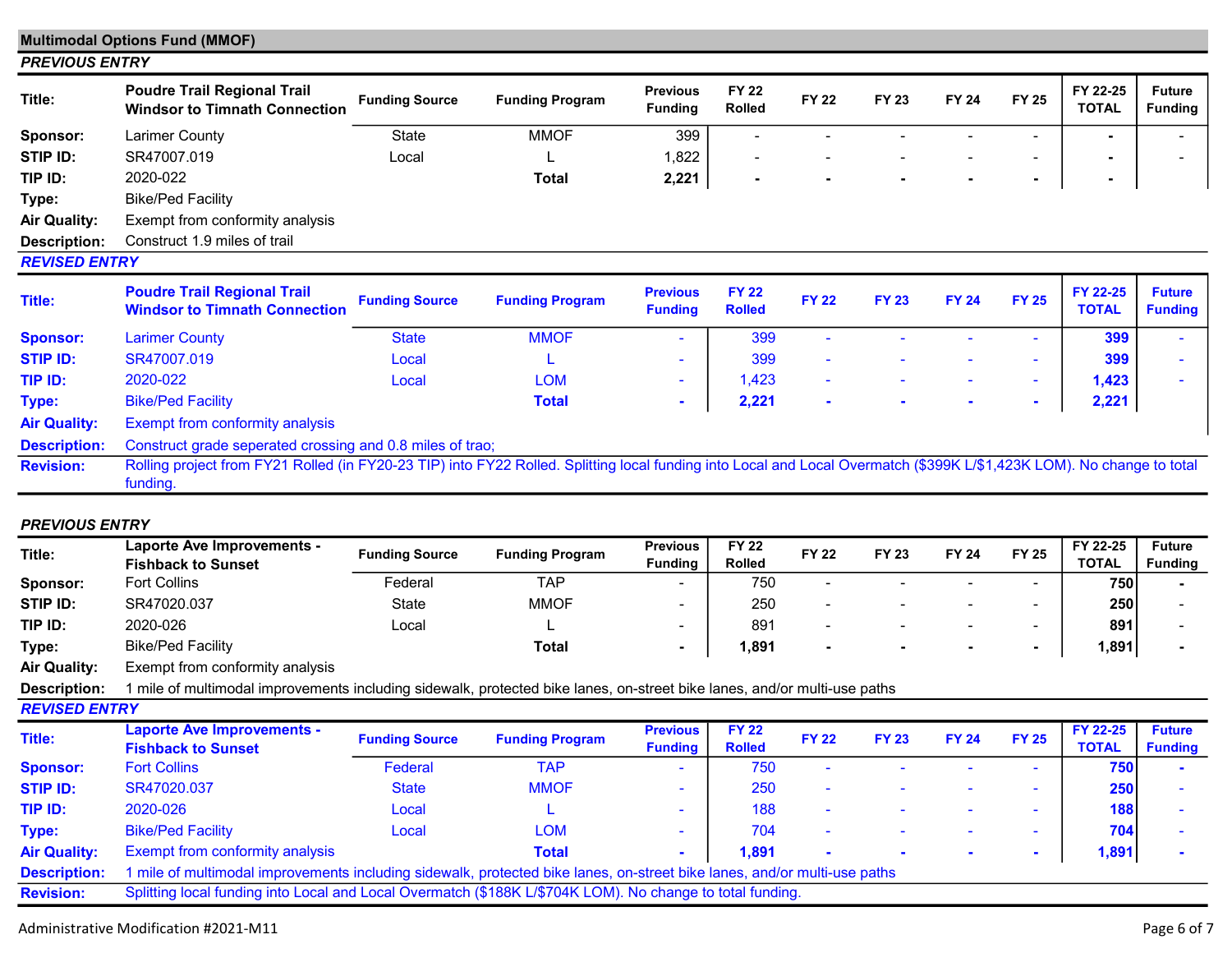## Multimodal Options Fund (MMOF)

***PREVIOUS ENTRY***

| | | Funding Source | Funding Program | Previous Funding | FY 22 Rolled | FY 22 | FY 23 | FY 24 | FY 25 | FY 22-25 TOTAL | Future Funding |
|---|---|---|---|---|---|---|---|---|---|---|---|
| **Title:** | **Poudre Trail Regional Trail Windsor to Timnath Connection** | | | | | | | | | | |
| **Sponsor:** | Larimer County | State | MMOF | 399 | - | - | - | - | - | - | - |
| **STIP ID:** | SR47007.019 | Local | L | 1,822 | - | - | - | - | - | - | - |
| **TIP ID:** | 2020-022 | | **Total** | **2,221** | **-** | **-** | **-** | **-** | **-** | **-** | |
| **Type:** | Bike/Ped Facility | | | | | | | | | | |
| **Air Quality:** | Exempt from conformity analysis | | | | | | | | | | |
| **Description:** | Construct 1.9 miles of trail | | | | | | | | | | |

***REVISED ENTRY***

| | | Funding Source | Funding Program | Previous Funding | FY 22 Rolled | FY 22 | FY 23 | FY 24 | FY 25 | FY 22-25 TOTAL | Future Funding |
|---|---|---|---|---|---|---|---|---|---|---|---|
| **Title:** | **Poudre Trail Regional Trail Windsor to Timnath Connection** | | | | | | | | | | |
| **Sponsor:** | Larimer County | State | MMOF | - | 399 | - | - | - | - | **399** | - |
| **STIP ID:** | SR47007.019 | Local | L | - | 399 | - | - | - | - | **399** | - |
| **TIP ID:** | 2020-022 | Local | LOM | - | 1,423 | - | - | - | - | **1,423** | - |
| **Type:** | Bike/Ped Facility | | **Total** | **-** | **2,221** | **-** | **-** | **-** | **-** | **2,221** | |
| **Air Quality:** | Exempt from conformity analysis | | | | | | | | | | |
| **Description:** | Construct grade seperated crossing and 0.8 miles of trao; | | | | | | | | | | |
| **Revision:** | Rolling project from FY21 Rolled (in FY20-23 TIP) into FY22 Rolled. Splitting local funding into Local and Local Overmatch ($399K L/$1,423K LOM). No change to total funding. | | | | | | | | | | |

***PREVIOUS ENTRY***

| | | Funding Source | Funding Program | Previous Funding | FY 22 Rolled | FY 22 | FY 23 | FY 24 | FY 25 | FY 22-25 TOTAL | Future Funding |
|---|---|---|---|---|---|---|---|---|---|---|---|
| **Title:** | **Laporte Ave Improvements - Fishback to Sunset** | | | | | | | | | | |
| **Sponsor:** | Fort Collins | Federal | TAP | - | 750 | - | - | - | - | **750** | **-** |
| **STIP ID:** | SR47020.037 | State | MMOF | - | 250 | - | - | - | - | **250** | - |
| **TIP ID:** | 2020-026 | Local | L | - | 891 | - | - | - | - | **891** | - |
| **Type:** | Bike/Ped Facility | | **Total** | **-** | **1,891** | **-** | **-** | **-** | **-** | **1,891** | **-** |
| **Air Quality:** | Exempt from conformity analysis | | | | | | | | | | |
| **Description:** | 1 mile of multimodal improvements including sidewalk, protected bike lanes, on-street bike lanes, and/or multi-use paths | | | | | | | | | | |

***REVISED ENTRY***

| | | Funding Source | Funding Program | Previous Funding | FY 22 Rolled | FY 22 | FY 23 | FY 24 | FY 25 | FY 22-25 TOTAL | Future Funding |
|---|---|---|---|---|---|---|---|---|---|---|---|
| **Title:** | **Laporte Ave Improvements - Fishback to Sunset** | | | | | | | | | | |
| **Sponsor:** | Fort Collins | Federal | TAP | - | 750 | - | - | - | - | **750** | **-** |
| **STIP ID:** | SR47020.037 | State | MMOF | - | 250 | - | - | - | - | **250** | - |
| **TIP ID:** | 2020-026 | Local | L | - | 188 | - | - | - | - | **188** | - |
| **Type:** | Bike/Ped Facility | Local | LOM | - | 704 | - | - | - | - | **704** | - |
| **Air Quality:** | Exempt from conformity analysis | | **Total** | **-** | **1,891** | **-** | **-** | **-** | **-** | **1,891** | **-** |
| **Description:** | 1 mile of multimodal improvements including sidewalk, protected bike lanes, on-street bike lanes, and/or multi-use paths | | | | | | | | | | |
| **Revision:** | Splitting local funding into Local and Local Overmatch ($188K L/$704K LOM). No change to total funding. | | | | | | | | | | |

Administrative Modification #2021-M11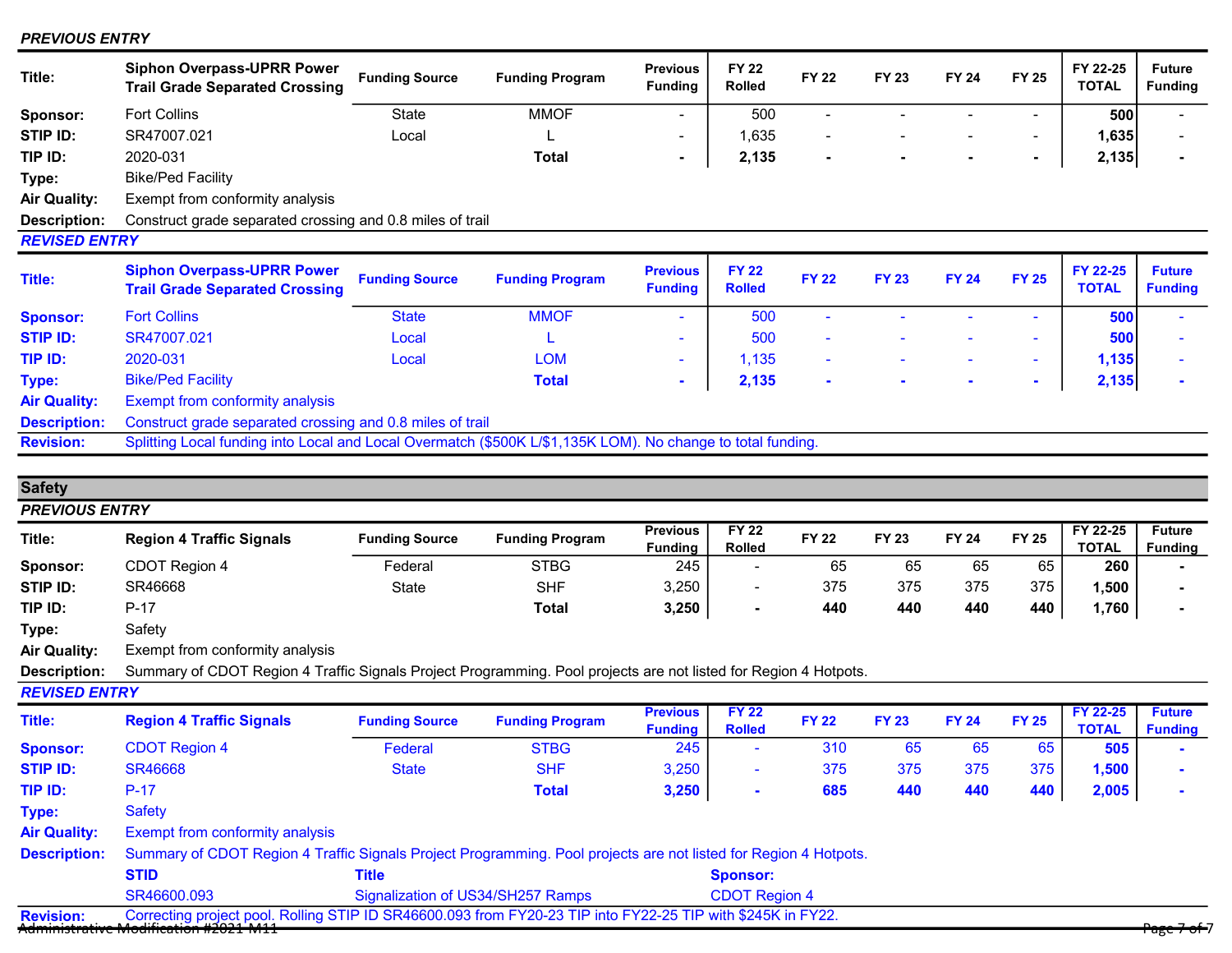***PREVIOUS ENTRY***

| Title: | Siphon Overpass-UPRR Power Trail Grade Separated Crossing | Funding Source | Funding Program | Previous Funding | FY 22 Rolled | FY 22 | FY 23 | FY 24 | FY 25 | FY 22-25 TOTAL | Future Funding |
|---|---|---|---|---|---|---|---|---|---|---|---|
| **Sponsor:** | Fort Collins | State | MMOF | - | 500 | - | - | - | - | **500** | - |
| **STIP ID:** | SR47007.021 | Local | L | - | 1,635 | - | - | - | - | **1,635** | - |
| **TIP ID:** | 2020-031 | | **Total** | **-** | **2,135** | **-** | **-** | **-** | **-** | **2,135** | **-** |
| **Type:** | Bike/Ped Facility | | | | | | | | | | |
| **Air Quality:** | Exempt from conformity analysis | | | | | | | | | | |
| **Description:** | Construct grade separated crossing and 0.8 miles of trail | | | | | | | | | | |

***REVISED ENTRY***

| Title: | Siphon Overpass-UPRR Power Trail Grade Separated Crossing | Funding Source | Funding Program | Previous Funding | FY 22 Rolled | FY 22 | FY 23 | FY 24 | FY 25 | FY 22-25 TOTAL | Future Funding |
|---|---|---|---|---|---|---|---|---|---|---|---|
| **Sponsor:** | Fort Collins | State | MMOF | - | 500 | - | - | - | - | **500** | - |
| **STIP ID:** | SR47007.021 | Local | L | - | 500 | - | - | - | - | **500** | - |
| **TIP ID:** | 2020-031 | Local | LOM | - | 1,135 | - | - | - | - | **1,135** | - |
| **Type:** | Bike/Ped Facility | | **Total** | **-** | **2,135** | **-** | **-** | **-** | **-** | **2,135** | **-** |
| **Air Quality:** | Exempt from conformity analysis | | | | | | | | | | |
| **Description:** | Construct grade separated crossing and 0.8 miles of trail | | | | | | | | | | |
| **Revision:** | Splitting Local funding into Local and Local Overmatch ($500K L/$1,135K LOM). No change to total funding. | | | | | | | | | | |

## Safety

***PREVIOUS ENTRY***

| Title: | Region 4 Traffic Signals | Funding Source | Funding Program | Previous Funding | FY 22 Rolled | FY 22 | FY 23 | FY 24 | FY 25 | FY 22-25 TOTAL | Future Funding |
|---|---|---|---|---|---|---|---|---|---|---|---|
| **Sponsor:** | CDOT Region 4 | Federal | STBG | 245 | - | 65 | 65 | 65 | 65 | **260** | **-** |
| **STIP ID:** | SR46668 | State | SHF | 3,250 | - | 375 | 375 | 375 | 375 | **1,500** | **-** |
| **TIP ID:** | P-17 | | **Total** | **3,250** | **-** | **440** | **440** | **440** | **440** | **1,760** | **-** |
| **Type:** | Safety | | | | | | | | | | |
| **Air Quality:** | Exempt from conformity analysis | | | | | | | | | | |
| **Description:** | Summary of CDOT Region 4 Traffic Signals Project Programming. Pool projects are not listed for Region 4 Hotpots. | | | | | | | | | | |

***REVISED ENTRY***

| Title: | Region 4 Traffic Signals | Funding Source | Funding Program | Previous Funding | FY 22 Rolled | FY 22 | FY 23 | FY 24 | FY 25 | FY 22-25 TOTAL | Future Funding |
|---|---|---|---|---|---|---|---|---|---|---|---|
| **Sponsor:** | CDOT Region 4 | Federal | STBG | 245 | - | 310 | 65 | 65 | 65 | **505** | **-** |
| **STIP ID:** | SR46668 | State | SHF | 3,250 | - | 375 | 375 | 375 | 375 | **1,500** | **-** |
| **TIP ID:** | P-17 | | **Total** | **3,250** | **-** | **685** | **440** | **440** | **440** | **2,005** | **-** |
| **Type:** | Safety | | | | | | | | | | |
| **Air Quality:** | Exempt from conformity analysis | | | | | | | | | | |
| **Description:** | Summary of CDOT Region 4 Traffic Signals Project Programming. Pool projects are not listed for Region 4 Hotpots. | | | | | | | | | | |

| STID | Title | Sponsor: |
|---|---|---|
| SR46600.093 | Signalization of US34/SH257 Ramps | CDOT Region 4 |

**Revision:** Correcting project pool. Rolling STIP ID SR46600.093 from FY20-23 TIP into FY22-25 TIP with $245K in FY22.